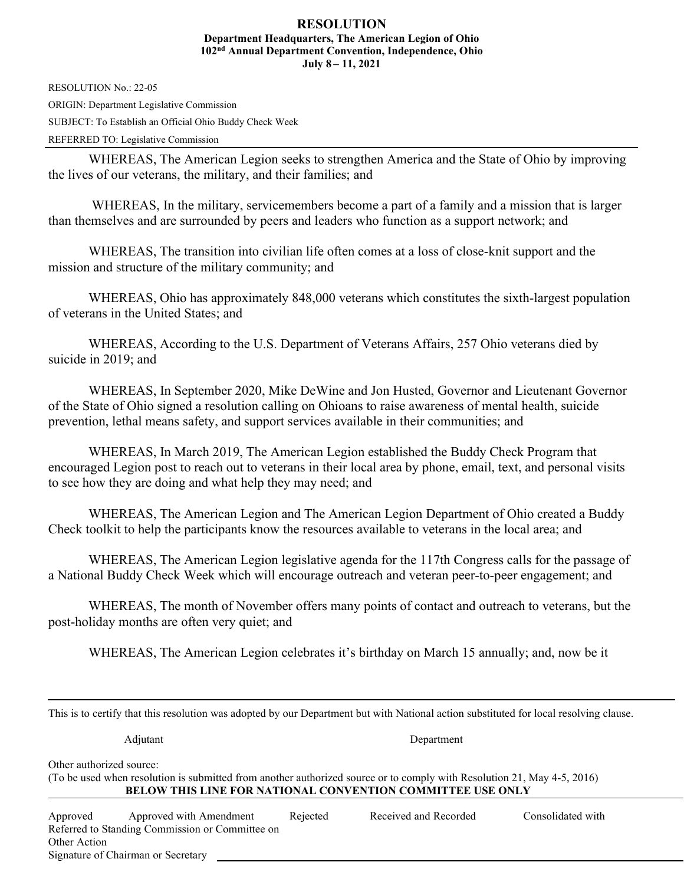# RESOLUTION

**Department Headquarters, The American Legion of Ohio**
**102nd Annual Department Convention, Independence, Ohio**
**July 8 – 11, 2021**

RESOLUTION No.: 22-05

ORIGIN: Department Legislative Commission

SUBJECT: To Establish an Official Ohio Buddy Check Week

REFERRED TO: Legislative Commission

---

WHEREAS, The American Legion seeks to strengthen America and the State of Ohio by improving the lives of our veterans, the military, and their families; and

WHEREAS, In the military, servicemembers become a part of a family and a mission that is larger than themselves and are surrounded by peers and leaders who function as a support network; and

WHEREAS, The transition into civilian life often comes at a loss of close-knit support and the mission and structure of the military community; and

WHEREAS, Ohio has approximately 848,000 veterans which constitutes the sixth-largest population of veterans in the United States; and

WHEREAS, According to the U.S. Department of Veterans Affairs, 257 Ohio veterans died by suicide in 2019; and

WHEREAS, In September 2020, Mike DeWine and Jon Husted, Governor and Lieutenant Governor of the State of Ohio signed a resolution calling on Ohioans to raise awareness of mental health, suicide prevention, lethal means safety, and support services available in their communities; and

WHEREAS, In March 2019, The American Legion established the Buddy Check Program that encouraged Legion post to reach out to veterans in their local area by phone, email, text, and personal visits to see how they are doing and what help they may need; and

WHEREAS, The American Legion and The American Legion Department of Ohio created a Buddy Check toolkit to help the participants know the resources available to veterans in the local area; and

WHEREAS, The American Legion legislative agenda for the 117th Congress calls for the passage of a National Buddy Check Week which will encourage outreach and veteran peer-to-peer engagement; and

WHEREAS, The month of November offers many points of contact and outreach to veterans, but the post-holiday months are often very quiet; and

WHEREAS, The American Legion celebrates it's birthday on March 15 annually; and, now be it

---

This is to certify that this resolution was adopted by our Department but with National action substituted for local resolving clause.

Adjutant Department

Other authorized source:
(To be used when resolution is submitted from another authorized source or to comply with Resolution 21, May 4-5, 2016)

**BELOW THIS LINE FOR NATIONAL CONVENTION COMMITTEE USE ONLY**

Approved Approved with Amendment Rejected Received and Recorded Consolidated with
Referred to Standing Commission or Committee on
Other Action
Signature of Chairman or Secretary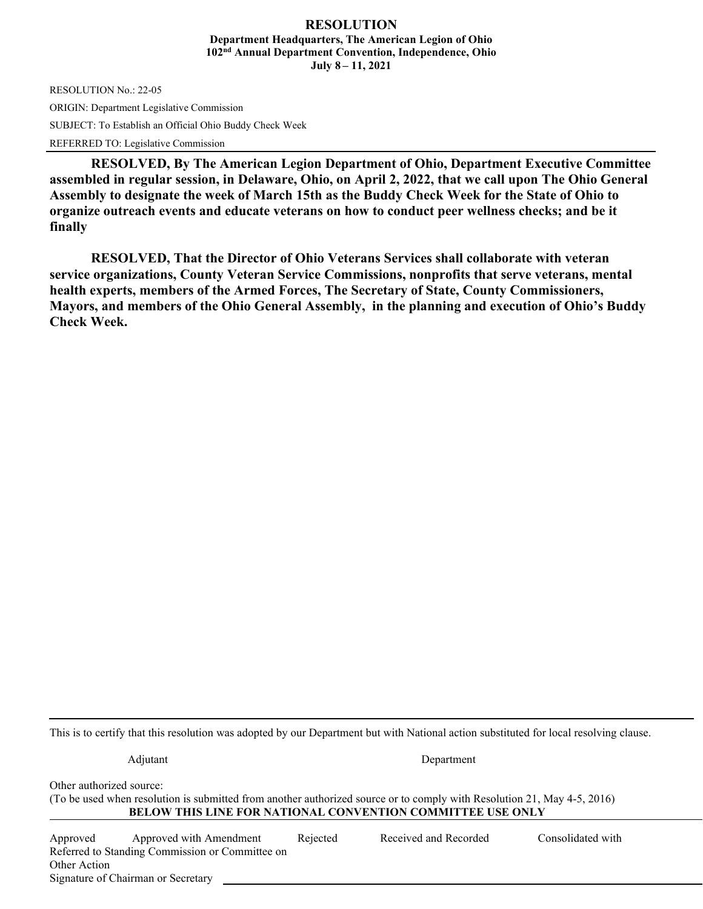# RESOLUTION

**Department Headquarters, The American Legion of Ohio**
**102nd Annual Department Convention, Independence, Ohio**
**July 8 – 11, 2021**

RESOLUTION No.: 22-05

ORIGIN: Department Legislative Commission

SUBJECT: To Establish an Official Ohio Buddy Check Week

REFERRED TO: Legislative Commission

---

**RESOLVED, By The American Legion Department of Ohio, Department Executive Committee assembled in regular session, in Delaware, Ohio, on April 2, 2022, that we call upon The Ohio General Assembly to designate the week of March 15th as the Buddy Check Week for the State of Ohio to organize outreach events and educate veterans on how to conduct peer wellness checks; and be it finally**

**RESOLVED, That the Director of Ohio Veterans Services shall collaborate with veteran service organizations, County Veteran Service Commissions, nonprofits that serve veterans, mental health experts, members of the Armed Forces, The Secretary of State, County Commissioners, Mayors, and members of the Ohio General Assembly, in the planning and execution of Ohio's Buddy Check Week.**

---

This is to certify that this resolution was adopted by our Department but with National action substituted for local resolving clause.

Adjutant                                        Department

Other authorized source:
(To be used when resolution is submitted from another authorized source or to comply with Resolution 21, May 4-5, 2016)

**BELOW THIS LINE FOR NATIONAL CONVENTION COMMITTEE USE ONLY**

Approved    Approved with Amendment    Rejected    Received and Recorded    Consolidated with

Referred to Standing Commission or Committee on

Other Action

Signature of Chairman or Secretary